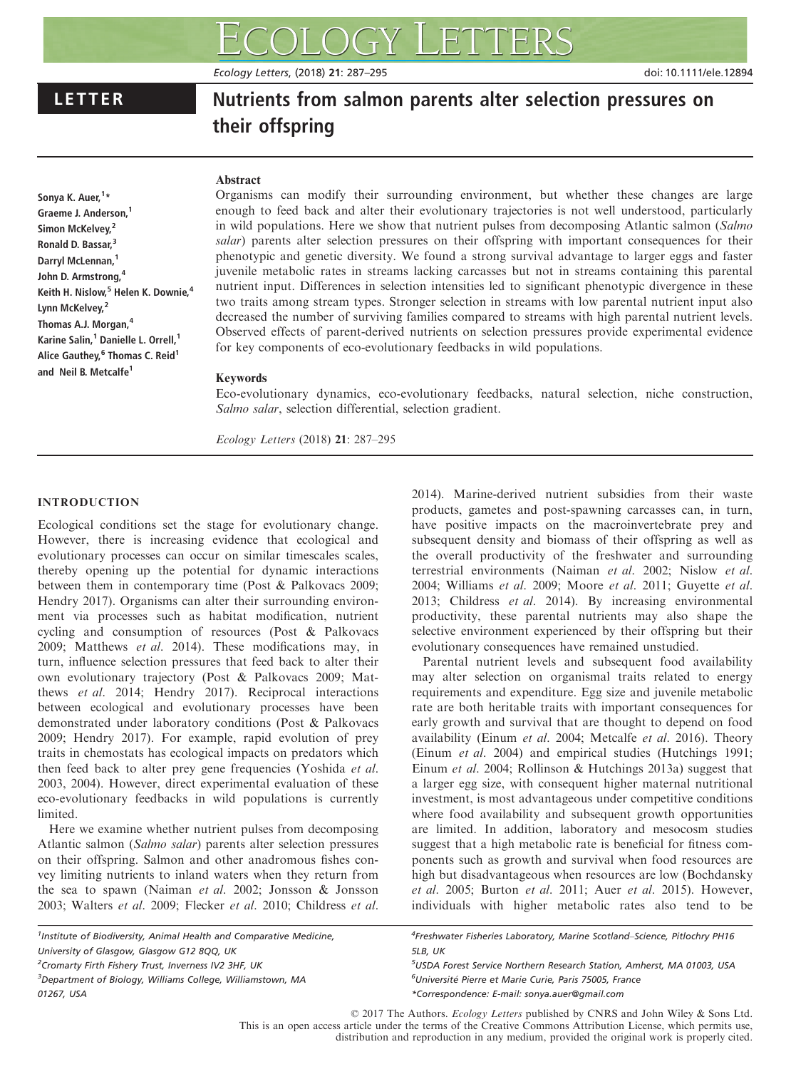# LETTER

# Nutrients from salmon parents alter selection pressures on their offspring

Sonya K. Auer,[1]* Graeme J. Anderson,[1] Simon McKelvey,[2] Ronald D. Bassar,[3] Darryl McLennan,[1] John D. Armstrong,[4] Keith H. Nislow,[5] Helen K. Downie,[4] Lynn McKelvey,[2] Thomas A.J. Morgan,[4] Karine Salin,[1] Danielle L. Orrell,[1] Alice Gauthey,[6] Thomas C. Reid[1] and Neil B. Metcalfe[1]

## Abstract

Organisms can modify their surrounding environment, but whether these changes are large enough to feed back and alter their evolutionary trajectories is not well understood, particularly in wild populations. Here we show that nutrient pulses from decomposing Atlantic salmon (*Salmo salar*) parents alter selection pressures on their offspring with important consequences for their phenotypic and genetic diversity. We found a strong survival advantage to larger eggs and faster juvenile metabolic rates in streams lacking carcasses but not in streams containing this parental nutrient input. Differences in selection intensities led to significant phenotypic divergence in these two traits among stream types. Stronger selection in streams with low parental nutrient input also decreased the number of surviving families compared to streams with high parental nutrient levels. Observed effects of parent-derived nutrients on selection pressures provide experimental evidence for key components of eco-evolutionary feedbacks in wild populations.

## Keywords

Eco-evolutionary dynamics, eco-evolutionary feedbacks, natural selection, niche construction, *Salmo salar*, selection differential, selection gradient.

*Ecology Letters* (2018) **21**: 287–295

## INTRODUCTION

Ecological conditions set the stage for evolutionary change. However, there is increasing evidence that ecological and evolutionary processes can occur on similar timescales scales, thereby opening up the potential for dynamic interactions between them in contemporary time (Post & Palkovacs 2009; Hendry 2017). Organisms can alter their surrounding environment via processes such as habitat modification, nutrient cycling and consumption of resources (Post & Palkovacs 2009; Matthews *et al.* 2014). These modifications may, in turn, influence selection pressures that feed back to alter their own evolutionary trajectory (Post & Palkovacs 2009; Matthews *et al.* 2014; Hendry 2017). Reciprocal interactions between ecological and evolutionary processes have been demonstrated under laboratory conditions (Post & Palkovacs 2009; Hendry 2017). For example, rapid evolution of prey traits in chemostats has ecological impacts on predators which then feed back to alter prey gene frequencies (Yoshida *et al.* 2003, 2004). However, direct experimental evaluation of these eco-evolutionary feedbacks in wild populations is currently limited.

Here we examine whether nutrient pulses from decomposing Atlantic salmon (*Salmo salar*) parents alter selection pressures on their offspring. Salmon and other anadromous fishes convey limiting nutrients to inland waters when they return from the sea to spawn (Naiman *et al.* 2002; Jonsson & Jonsson 2003; Walters *et al.* 2009; Flecker *et al.* 2010; Childress *et al.* 2014). Marine-derived nutrient subsidies from their waste products, gametes and post-spawning carcasses can, in turn, have positive impacts on the macroinvertebrate prey and subsequent density and biomass of their offspring as well as the overall productivity of the freshwater and surrounding terrestrial environments (Naiman *et al.* 2002; Nislow *et al.* 2004; Williams *et al.* 2009; Moore *et al.* 2011; Guyette *et al.* 2013; Childress *et al.* 2014). By increasing environmental productivity, these parental nutrients may also shape the selective environment experienced by their offspring but their evolutionary consequences have remained unstudied.

Parental nutrient levels and subsequent food availability may alter selection on organismal traits related to energy requirements and expenditure. Egg size and juvenile metabolic rate are both heritable traits with important consequences for early growth and survival that are thought to depend on food availability (Einum *et al.* 2004; Metcalfe *et al.* 2016). Theory (Einum *et al.* 2004) and empirical studies (Hutchings 1991; Einum *et al.* 2004; Rollinson & Hutchings 2013a) suggest that a larger egg size, with consequent higher maternal nutritional investment, is most advantageous under competitive conditions where food availability and subsequent growth opportunities are limited. In addition, laboratory and mesocosm studies suggest that a high metabolic rate is beneficial for fitness components such as growth and survival when food resources are high but disadvantageous when resources are low (Bochdansky *et al.* 2005; Burton *et al.* 2011; Auer *et al.* 2015). However, individuals with higher metabolic rates also tend to be

[1]Institute of Biodiversity, Animal Health and Comparative Medicine, University of Glasgow, Glasgow G12 8QQ, UK
[2]Cromarty Firth Fishery Trust, Inverness IV2 3HF, UK
[3]Department of Biology, Williams College, Williamstown, MA 01267, USA
[4]Freshwater Fisheries Laboratory, Marine Scotland–Science, Pitlochry PH16 5LB, UK
[5]USDA Forest Service Northern Research Station, Amherst, MA 01003, USA
[6]Université Pierre et Marie Curie, Paris 75005, France
*Correspondence: E-mail: sonya.auer@gmail.com

© 2017 The Authors. *Ecology Letters* published by CNRS and John Wiley & Sons Ltd.
This is an open access article under the terms of the Creative Commons Attribution License, which permits use, distribution and reproduction in any medium, provided the original work is properly cited.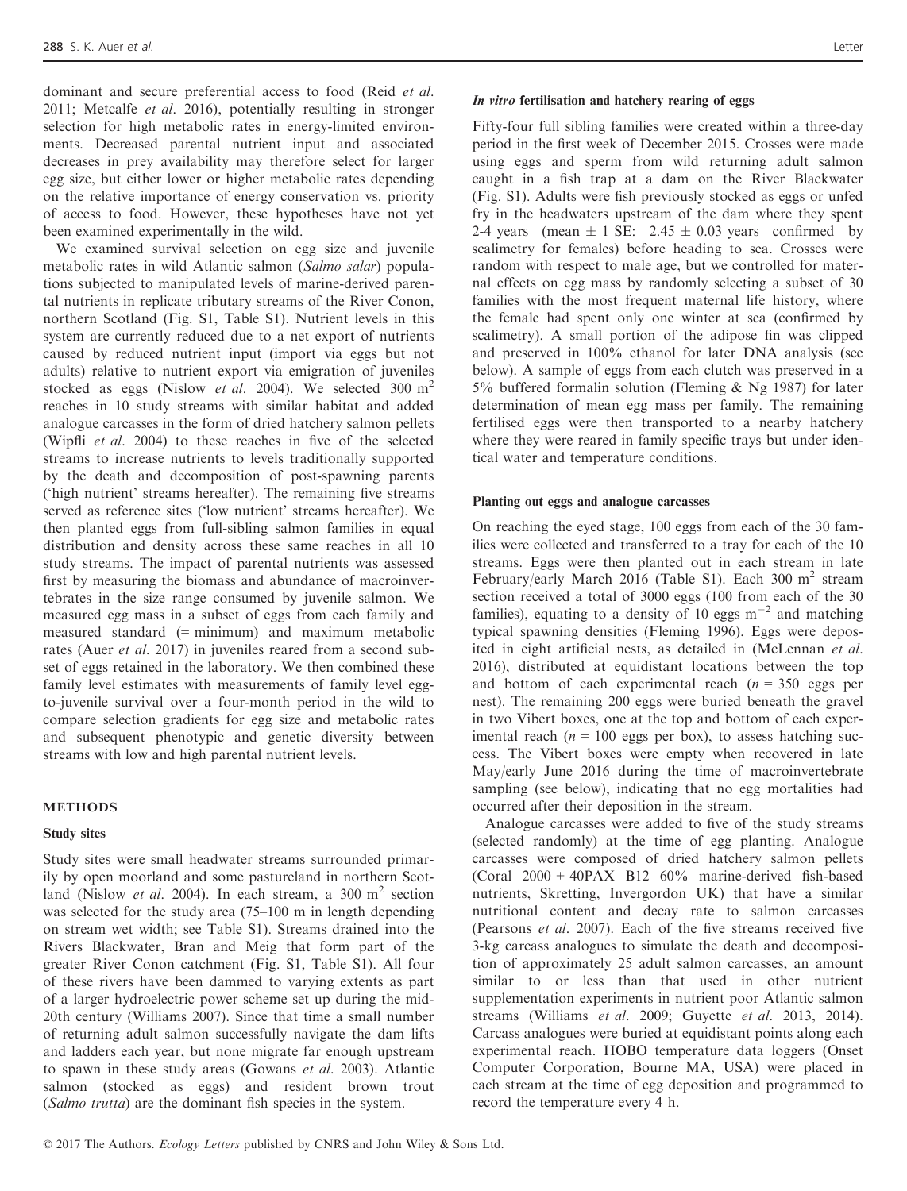dominant and secure preferential access to food (Reid *et al.* 2011; Metcalfe *et al.* 2016), potentially resulting in stronger selection for high metabolic rates in energy-limited environments. Decreased parental nutrient input and associated decreases in prey availability may therefore select for larger egg size, but either lower or higher metabolic rates depending on the relative importance of energy conservation vs. priority of access to food. However, these hypotheses have not yet been examined experimentally in the wild.

We examined survival selection on egg size and juvenile metabolic rates in wild Atlantic salmon (*Salmo salar*) populations subjected to manipulated levels of marine-derived parental nutrients in replicate tributary streams of the River Conon, northern Scotland (Fig. S1, Table S1). Nutrient levels in this system are currently reduced due to a net export of nutrients caused by reduced nutrient input (import via eggs but not adults) relative to nutrient export via emigration of juveniles stocked as eggs (Nislow *et al.* 2004). We selected 300 $m^2$ reaches in 10 study streams with similar habitat and added analogue carcasses in the form of dried hatchery salmon pellets (Wipfli *et al.* 2004) to these reaches in five of the selected streams to increase nutrients to levels traditionally supported by the death and decomposition of post-spawning parents ('high nutrient' streams hereafter). The remaining five streams served as reference sites ('low nutrient' streams hereafter). We then planted eggs from full-sibling salmon families in equal distribution and density across these same reaches in all 10 study streams. The impact of parental nutrients was assessed first by measuring the biomass and abundance of macroinvertebrates in the size range consumed by juvenile salmon. We measured egg mass in a subset of eggs from each family and measured standard (= minimum) and maximum metabolic rates (Auer *et al.* 2017) in juveniles reared from a second subset of eggs retained in the laboratory. We then combined these family level estimates with measurements of family level egg-to-juvenile survival over a four-month period in the wild to compare selection gradients for egg size and metabolic rates and subsequent phenotypic and genetic diversity between streams with low and high parental nutrient levels.

## METHODS

### Study sites

Study sites were small headwater streams surrounded primarily by open moorland and some pastureland in northern Scotland (Nislow *et al.* 2004). In each stream, a 300 $m^2$ section was selected for the study area (75–100 m in length depending on stream wet width; see Table S1). Streams drained into the Rivers Blackwater, Bran and Meig that form part of the greater River Conon catchment (Fig. S1, Table S1). All four of these rivers have been dammed to varying extents as part of a larger hydroelectric power scheme set up during the mid-20th century (Williams 2007). Since that time a small number of returning adult salmon successfully navigate the dam lifts and ladders each year, but none migrate far enough upstream to spawn in these study areas (Gowans *et al.* 2003). Atlantic salmon (stocked as eggs) and resident brown trout (*Salmo trutta*) are the dominant fish species in the system.

### *In vitro* fertilisation and hatchery rearing of eggs

Fifty-four full sibling families were created within a three-day period in the first week of December 2015. Crosses were made using eggs and sperm from wild returning adult salmon caught in a fish trap at a dam on the River Blackwater (Fig. S1). Adults were fish previously stocked as eggs or unfed fry in the headwaters upstream of the dam where they spent 2-4 years (mean ± 1 SE: 2.45 ± 0.03 years confirmed by scalimetry for females) before heading to sea. Crosses were random with respect to male age, but we controlled for maternal effects on egg mass by randomly selecting a subset of 30 families with the most frequent maternal life history, where the female had spent only one winter at sea (confirmed by scalimetry). A small portion of the adipose fin was clipped and preserved in 100% ethanol for later DNA analysis (see below). A sample of eggs from each clutch was preserved in a 5% buffered formalin solution (Fleming & Ng 1987) for later determination of mean egg mass per family. The remaining fertilised eggs were then transported to a nearby hatchery where they were reared in family specific trays but under identical water and temperature conditions.

### Planting out eggs and analogue carcasses

On reaching the eyed stage, 100 eggs from each of the 30 families were collected and transferred to a tray for each of the 10 streams. Eggs were then planted out in each stream in late February/early March 2016 (Table S1). Each 300 $m^2$ stream section received a total of 3000 eggs (100 from each of the 30 families), equating to a density of 10 eggs $m^{-2}$ and matching typical spawning densities (Fleming 1996). Eggs were deposited in eight artificial nests, as detailed in (McLennan *et al.* 2016), distributed at equidistant locations between the top and bottom of each experimental reach ($n$ = 350 eggs per nest). The remaining 200 eggs were buried beneath the gravel in two Vibert boxes, one at the top and bottom of each experimental reach ($n$ = 100 eggs per box), to assess hatching success. The Vibert boxes were empty when recovered in late May/early June 2016 during the time of macroinvertebrate sampling (see below), indicating that no egg mortalities had occurred after their deposition in the stream.

Analogue carcasses were added to five of the study streams (selected randomly) at the time of egg planting. Analogue carcasses were composed of dried hatchery salmon pellets (Coral 2000 + 40PAX B12 60% marine-derived fish-based nutrients, Skretting, Invergordon UK) that have a similar nutritional content and decay rate to salmon carcasses (Pearsons *et al.* 2007). Each of the five streams received five 3-kg carcass analogues to simulate the death and decomposition of approximately 25 adult salmon carcasses, an amount similar to or less than that used in other nutrient supplementation experiments in nutrient poor Atlantic salmon streams (Williams *et al.* 2009; Guyette *et al.* 2013, 2014). Carcass analogues were buried at equidistant points along each experimental reach. HOBO temperature data loggers (Onset Computer Corporation, Bourne MA, USA) were placed in each stream at the time of egg deposition and programmed to record the temperature every 4 h.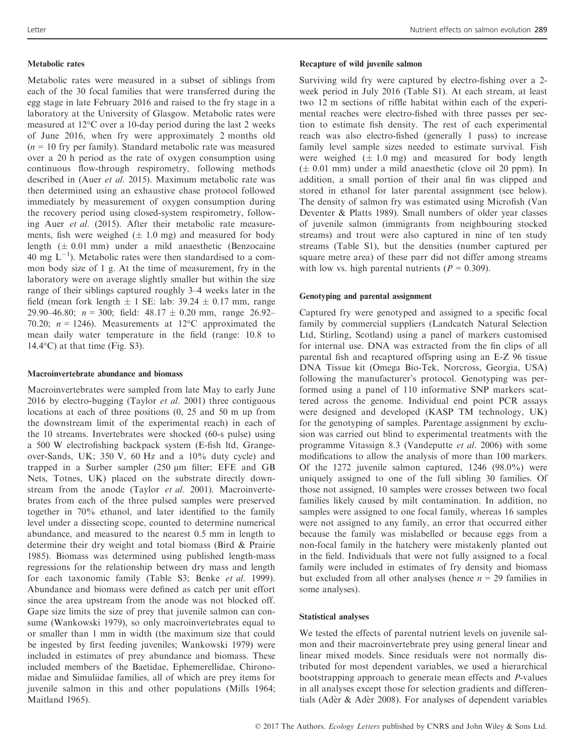#### Metabolic rates

Metabolic rates were measured in a subset of siblings from each of the 30 focal families that were transferred during the egg stage in late February 2016 and raised to the fry stage in a laboratory at the University of Glasgow. Metabolic rates were measured at 12°C over a 10-day period during the last 2 weeks of June 2016, when fry were approximately 2 months old ($n = 10$ fry per family). Standard metabolic rate was measured over a 20 h period as the rate of oxygen consumption using continuous flow-through respirometry, following methods described in (Auer *et al.* 2015). Maximum metabolic rate was then determined using an exhaustive chase protocol followed immediately by measurement of oxygen consumption during the recovery period using closed-system respirometry, following Auer *et al.* (2015). After their metabolic rate measurements, fish were weighed ($\pm$ 1.0 mg) and measured for body length ($\pm$ 0.01 mm) under a mild anaesthetic (Benzocaine 40 mg $L^{-1}$). Metabolic rates were then standardised to a common body size of 1 g. At the time of measurement, fry in the laboratory were on average slightly smaller but within the size range of their siblings captured roughly 3–4 weeks later in the field (mean fork length $\pm$ 1 SE: lab: 39.24 $\pm$ 0.17 mm, range 29.90–46.80; $n = 300$; field: 48.17 $\pm$ 0.20 mm, range 26.92–70.20; $n = 1246$). Measurements at 12°C approximated the mean daily water temperature in the field (range: 10.8 to 14.4°C) at that time (Fig. S3).

#### Macroinvertebrate abundance and biomass

Macroinvertebrates were sampled from late May to early June 2016 by electro-bugging (Taylor *et al.* 2001) three contiguous locations at each of three positions (0, 25 and 50 m up from the downstream limit of the experimental reach) in each of the 10 streams. Invertebrates were shocked (60-s pulse) using a 500 W electrofishing backpack system (E-fish ltd, Grange-over-Sands, UK; 350 V, 60 Hz and a 10% duty cycle) and trapped in a Surber sampler (250 µm filter; EFE and GB Nets, Totnes, UK) placed on the substrate directly downstream from the anode (Taylor *et al.* 2001). Macroinvertebrates from each of the three pulsed samples were preserved together in 70% ethanol, and later identified to the family level under a dissecting scope, counted to determine numerical abundance, and measured to the nearest 0.5 mm in length to determine their dry weight and total biomass (Bird & Prairie 1985). Biomass was determined using published length-mass regressions for the relationship between dry mass and length for each taxonomic family (Table S3; Benke *et al.* 1999). Abundance and biomass were defined as catch per unit effort since the area upstream from the anode was not blocked off. Gape size limits the size of prey that juvenile salmon can consume (Wankowski 1979), so only macroinvertebrates equal to or smaller than 1 mm in width (the maximum size that could be ingested by first feeding juveniles; Wankowski 1979) were included in estimates of prey abundance and biomass. These included members of the Baetidae, Ephemerellidae, Chironomidae and Simuliidae families, all of which are prey items for juvenile salmon in this and other populations (Mills 1964; Maitland 1965).

#### Recapture of wild juvenile salmon

Surviving wild fry were captured by electro-fishing over a 2-week period in July 2016 (Table S1). At each stream, at least two 12 m sections of riffle habitat within each of the experimental reaches were electro-fished with three passes per section to estimate fish density. The rest of each experimental reach was also electro-fished (generally 1 pass) to increase family level sample sizes needed to estimate survival. Fish were weighed ($\pm$ 1.0 mg) and measured for body length ($\pm$ 0.01 mm) under a mild anaesthetic (clove oil 20 ppm). In addition, a small portion of their anal fin was clipped and stored in ethanol for later parental assignment (see below). The density of salmon fry was estimated using Microfish (Van Deventer & Platts 1989). Small numbers of older year classes of juvenile salmon (immigrants from neighbouring stocked streams) and trout were also captured in nine of ten study streams (Table S1), but the densities (number captured per square metre area) of these parr did not differ among streams with low vs. high parental nutrients ($P = 0.309$).

#### Genotyping and parental assignment

Captured fry were genotyped and assigned to a specific focal family by commercial suppliers (Landcatch Natural Selection Ltd, Stirling, Scotland) using a panel of markers customised for internal use. DNA was extracted from the fin clips of all parental fish and recaptured offspring using an E-Z 96 tissue DNA Tissue kit (Omega Bio-Tek, Norcross, Georgia, USA) following the manufacturer's protocol. Genotyping was performed using a panel of 110 informative SNP markers scattered across the genome. Individual end point PCR assays were designed and developed (KASP TM technology, UK) for the genotyping of samples. Parentage assignment by exclusion was carried out blind to experimental treatments with the programme Vitassign 8.3 (Vandeputte *et al.* 2006) with some modifications to allow the analysis of more than 100 markers. Of the 1272 juvenile salmon captured, 1246 (98.0%) were uniquely assigned to one of the full sibling 30 families. Of those not assigned, 10 samples were crosses between two focal families likely caused by milt contamination. In addition, no samples were assigned to one focal family, whereas 16 samples were not assigned to any family, an error that occurred either because the family was mislabelled or because eggs from a non-focal family in the hatchery were mistakenly planted out in the field. Individuals that were not fully assigned to a focal family were included in estimates of fry density and biomass but excluded from all other analyses (hence $n = 29$ families in some analyses).

#### Statistical analyses

We tested the effects of parental nutrient levels on juvenile salmon and their macroinvertebrate prey using general linear and linear mixed models. Since residuals were not normally distributed for most dependent variables, we used a hierarchical bootstrapping approach to generate mean effects and *P*-values in all analyses except those for selection gradients and differentials (Adèr & Adèr 2008). For analyses of dependent variables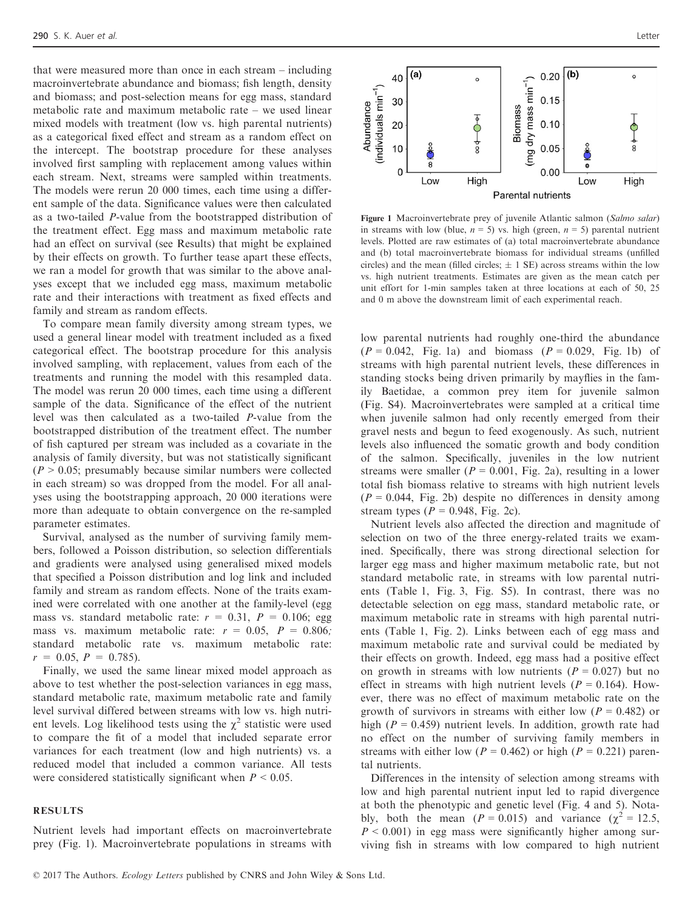that were measured more than once in each stream – including macroinvertebrate abundance and biomass; fish length, density and biomass; and post-selection means for egg mass, standard metabolic rate and maximum metabolic rate – we used linear mixed models with treatment (low vs. high parental nutrients) as a categorical fixed effect and stream as a random effect on the intercept. The bootstrap procedure for these analyses involved first sampling with replacement among values within each stream. Next, streams were sampled within treatments. The models were rerun 20 000 times, each time using a different sample of the data. Significance values were then calculated as a two-tailed *P*-value from the bootstrapped distribution of the treatment effect. Egg mass and maximum metabolic rate had an effect on survival (see Results) that might be explained by their effects on growth. To further tease apart these effects, we ran a model for growth that was similar to the above analyses except that we included egg mass, maximum metabolic rate and their interactions with treatment as fixed effects and family and stream as random effects.

To compare mean family diversity among stream types, we used a general linear model with treatment included as a fixed categorical effect. The bootstrap procedure for this analysis involved sampling, with replacement, values from each of the treatments and running the model with this resampled data. The model was rerun 20 000 times, each time using a different sample of the data. Significance of the effect of the nutrient level was then calculated as a two-tailed *P*-value from the bootstrapped distribution of the treatment effect. The number of fish captured per stream was included as a covariate in the analysis of family diversity, but was not statistically significant ($P > 0.05$; presumably because similar numbers were collected in each stream) so was dropped from the model. For all analyses using the bootstrapping approach, 20 000 iterations were more than adequate to obtain convergence on the re-sampled parameter estimates.

Survival, analysed as the number of surviving family members, followed a Poisson distribution, so selection differentials and gradients were analysed using generalised mixed models that specified a Poisson distribution and log link and included family and stream as random effects. None of the traits examined were correlated with one another at the family-level (egg mass vs. standard metabolic rate: $r = 0.31$, $P = 0.106$; egg mass vs. maximum metabolic rate: $r = 0.05$, $P = 0.806$; standard metabolic rate vs. maximum metabolic rate: $r = 0.05$, $P = 0.785$).

Finally, we used the same linear mixed model approach as above to test whether the post-selection variances in egg mass, standard metabolic rate, maximum metabolic rate and family level survival differed between streams with low vs. high nutrient levels. Log likelihood tests using the $\chi^2$ statistic were used to compare the fit of a model that included separate error variances for each treatment (low and high nutrients) vs. a reduced model that included a common variance. All tests were considered statistically significant when $P < 0.05$.

## RESULTS

Nutrient levels had important effects on macroinvertebrate prey (Fig. 1). Macroinvertebrate populations in streams with low parental nutrients had roughly one-third the abundance ($P = 0.042$, Fig. 1a) and biomass ($P = 0.029$, Fig. 1b) of streams with high parental nutrient levels, these differences in standing stocks being driven primarily by mayflies in the family Baetidae, a common prey item for juvenile salmon (Fig. S4). Macroinvertebrates were sampled at a critical time when juvenile salmon had only recently emerged from their gravel nests and begun to feed exogenously. As such, nutrient levels also influenced the somatic growth and body condition of the salmon. Specifically, juveniles in the low nutrient streams were smaller ($P = 0.001$, Fig. 2a), resulting in a lower total fish biomass relative to streams with high nutrient levels ($P = 0.044$, Fig. 2b) despite no differences in density among stream types ($P = 0.948$, Fig. 2c).

Figure 1 Macroinvertebrate prey of juvenile Atlantic salmon (*Salmo salar*) in streams with low (blue, $n = 5$) vs. high (green, $n = 5$) parental nutrient levels. Plotted are raw estimates of (a) total macroinvertebrate abundance and (b) total macroinvertebrate biomass for individual streams (unfilled circles) and the mean (filled circles; $\pm$ 1 SE) across streams within the low vs. high nutrient treatments. Estimates are given as the mean catch per unit effort for 1-min samples taken at three locations at each of 50, 25 and 0 m above the downstream limit of each experimental reach.

Nutrient levels also affected the direction and magnitude of selection on two of the three energy-related traits we examined. Specifically, there was strong directional selection for larger egg mass and higher maximum metabolic rate, but not standard metabolic rate, in streams with low parental nutrients (Table 1, Fig. 3, Fig. S5). In contrast, there was no detectable selection on egg mass, standard metabolic rate, or maximum metabolic rate in streams with high parental nutrients (Table 1, Fig. 2). Links between each of egg mass and maximum metabolic rate and survival could be mediated by their effects on growth. Indeed, egg mass had a positive effect on growth in streams with low nutrients ($P = 0.027$) but no effect in streams with high nutrient levels ($P = 0.164$). However, there was no effect of maximum metabolic rate on the growth of survivors in streams with either low ($P = 0.482$) or high ($P = 0.459$) nutrient levels. In addition, growth rate had no effect on the number of surviving family members in streams with either low ($P = 0.462$) or high ($P = 0.221$) parental nutrients.

Differences in the intensity of selection among streams with low and high parental nutrient input led to rapid divergence at both the phenotypic and genetic level (Fig. 4 and 5). Notably, both the mean ($P = 0.015$) and variance ($\chi^2 = 12.5$, $P < 0.001$) in egg mass were significantly higher among surviving fish in streams with low compared to high nutrient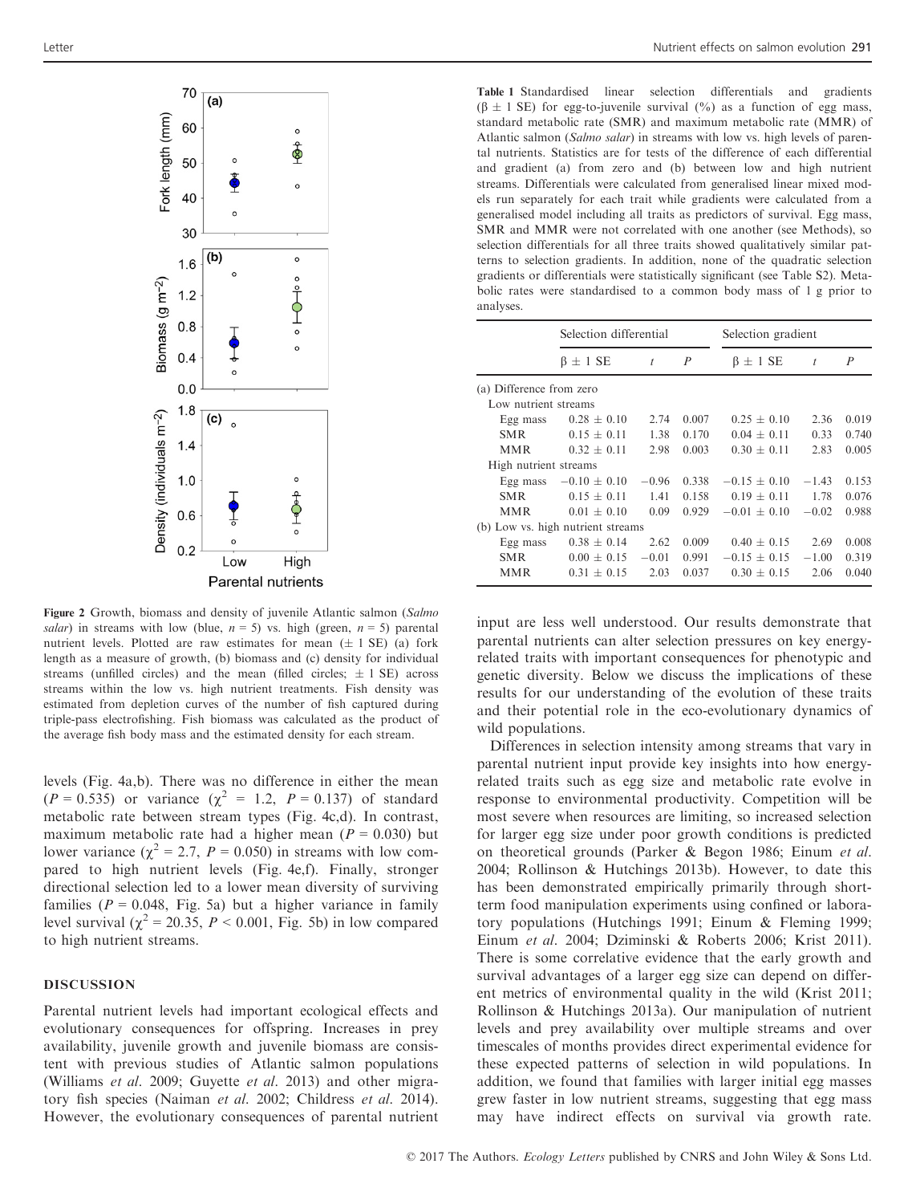Figure 2 Growth, biomass and density of juvenile Atlantic salmon (*Salmo salar*) in streams with low (blue, $n = 5$) vs. high (green, $n = 5$) parental nutrient levels. Plotted are raw estimates for mean (± 1 SE) (a) fork length as a measure of growth, (b) biomass and (c) density for individual streams (unfilled circles) and the mean (filled circles; ± 1 SE) across streams within the low vs. high nutrient treatments. Fish density was estimated from depletion curves of the number of fish captured during triple-pass electrofishing. Fish biomass was calculated as the product of the average fish body mass and the estimated density for each stream.

levels (Fig. 4a,b). There was no difference in either the mean ($P = 0.535$) or variance ($\chi^2 = 1.2$, $P = 0.137$) of standard metabolic rate between stream types (Fig. 4c,d). In contrast, maximum metabolic rate had a higher mean ($P = 0.030$) but lower variance ($\chi^2 = 2.7$, $P = 0.050$) in streams with low compared to high nutrient levels (Fig. 4e,f). Finally, stronger directional selection led to a lower mean diversity of surviving families ($P = 0.048$, Fig. 5a) but a higher variance in family level survival ($\chi^2 = 20.35$, $P < 0.001$, Fig. 5b) in low compared to high nutrient streams.

## DISCUSSION

Parental nutrient levels had important ecological effects and evolutionary consequences for offspring. Increases in prey availability, juvenile growth and juvenile biomass are consistent with previous studies of Atlantic salmon populations (Williams *et al.* 2009; Guyette *et al.* 2013) and other migratory fish species (Naiman *et al.* 2002; Childress *et al.* 2014). However, the evolutionary consequences of parental nutrient

Table 1 Standardised linear selection differentials and gradients (β ± 1 SE) for egg-to-juvenile survival (%) as a function of egg mass, standard metabolic rate (SMR) and maximum metabolic rate (MMR) of Atlantic salmon (*Salmo salar*) in streams with low vs. high levels of parental nutrients. Statistics are for tests of the difference of each differential and gradient (a) from zero and (b) between low and high nutrient streams. Differentials were calculated from generalised linear mixed models run separately for each trait while gradients were calculated from a generalised model including all traits as predictors of survival. Egg mass, SMR and MMR were not correlated with one another (see Methods), so selection differentials for all three traits showed qualitatively similar patterns to selection gradients. In addition, none of the quadratic selection gradients or differentials were statistically significant (see Table S2). Metabolic rates were standardised to a common body mass of 1 g prior to analyses.

| | Selection differential | | | Selection gradient | | |
|---|---|---|---|---|---|---|
| | β ± 1 SE | *t* | *P* | β ± 1 SE | *t* | *P* |
| (a) Difference from zero | | | | | | |
| Low nutrient streams | | | | | | |
| Egg mass | 0.28 ± 0.10 | 2.74 | 0.007 | 0.25 ± 0.10 | 2.36 | 0.019 |
| SMR | 0.15 ± 0.11 | 1.38 | 0.170 | 0.04 ± 0.11 | 0.33 | 0.740 |
| MMR | 0.32 ± 0.11 | 2.98 | 0.003 | 0.30 ± 0.11 | 2.83 | 0.005 |
| High nutrient streams | | | | | | |
| Egg mass | −0.10 ± 0.10 | −0.96 | 0.338 | −0.15 ± 0.10 | −1.43 | 0.153 |
| SMR | 0.15 ± 0.11 | 1.41 | 0.158 | 0.19 ± 0.11 | 1.78 | 0.076 |
| MMR | 0.01 ± 0.10 | 0.09 | 0.929 | −0.01 ± 0.10 | −0.02 | 0.988 |
| (b) Low vs. high nutrient streams | | | | | | |
| Egg mass | 0.38 ± 0.14 | 2.62 | 0.009 | 0.40 ± 0.15 | 2.69 | 0.008 |
| SMR | 0.00 ± 0.15 | −0.01 | 0.991 | −0.15 ± 0.15 | −1.00 | 0.319 |
| MMR | 0.31 ± 0.15 | 2.03 | 0.037 | 0.30 ± 0.15 | 2.06 | 0.040 |

input are less well understood. Our results demonstrate that parental nutrients can alter selection pressures on key energy-related traits with important consequences for phenotypic and genetic diversity. Below we discuss the implications of these results for our understanding of the evolution of these traits and their potential role in the eco-evolutionary dynamics of wild populations.

Differences in selection intensity among streams that vary in parental nutrient input provide key insights into how energy-related traits such as egg size and metabolic rate evolve in response to environmental productivity. Competition will be most severe when resources are limiting, so increased selection for larger egg size under poor growth conditions is predicted on theoretical grounds (Parker & Begon 1986; Einum *et al.* 2004; Rollinson & Hutchings 2013b). However, to date this has been demonstrated empirically primarily through short-term food manipulation experiments using confined or laboratory populations (Hutchings 1991; Einum & Fleming 1999; Einum *et al.* 2004; Dziminski & Roberts 2006; Krist 2011). There is some correlative evidence that the early growth and survival advantages of a larger egg size can depend on different metrics of environmental quality in the wild (Krist 2011; Rollinson & Hutchings 2013a). Our manipulation of nutrient levels and prey availability over multiple streams and over timescales of months provides direct experimental evidence for these expected patterns of selection in wild populations. In addition, we found that families with larger initial egg masses grew faster in low nutrient streams, suggesting that egg mass may have indirect effects on survival via growth rate.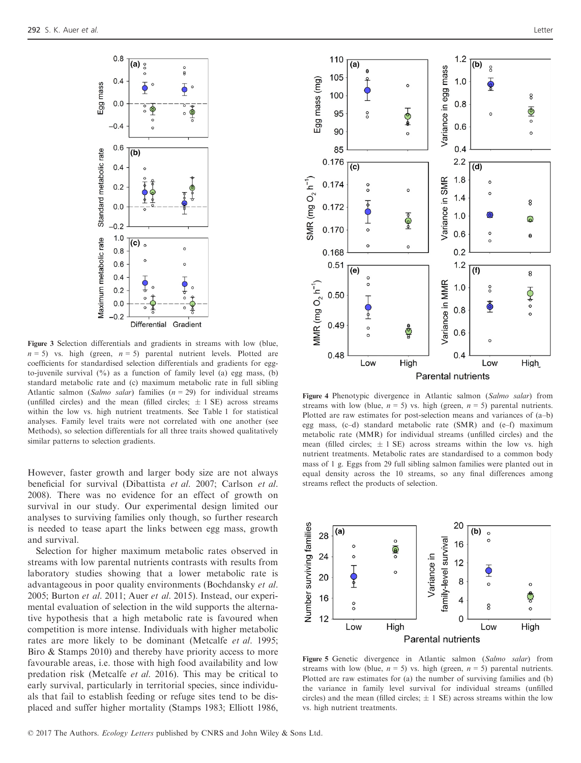Figure 3 Selection differentials and gradients in streams with low (blue, $n = 5$) vs. high (green, $n = 5$) parental nutrient levels. Plotted are coefficients for standardised selection differentials and gradients for egg-to-juvenile survival (%) as a function of family level (a) egg mass, (b) standard metabolic rate and (c) maximum metabolic rate in full sibling Atlantic salmon (*Salmo salar*) families ($n = 29$) for individual streams (unfilled circles) and the mean (filled circles; $\pm$ 1 SE) across streams within the low vs. high nutrient treatments. See Table 1 for statistical analyses. Family level traits were not correlated with one another (see Methods), so selection differentials for all three traits showed qualitatively similar patterns to selection gradients.

However, faster growth and larger body size are not always beneficial for survival (Dibattista *et al.* 2007; Carlson *et al.* 2008). There was no evidence for an effect of growth on survival in our study. Our experimental design limited our analyses to surviving families only though, so further research is needed to tease apart the links between egg mass, growth and survival.

Selection for higher maximum metabolic rates observed in streams with low parental nutrients contrasts with results from laboratory studies showing that a lower metabolic rate is advantageous in poor quality environments (Bochdansky *et al.* 2005; Burton *et al.* 2011; Auer *et al.* 2015). Instead, our experimental evaluation of selection in the wild supports the alternative hypothesis that a high metabolic rate is favoured when competition is more intense. Individuals with higher metabolic rates are more likely to be dominant (Metcalfe *et al.* 1995; Biro & Stamps 2010) and thereby have priority access to more favourable areas, i.e. those with high food availability and low predation risk (Metcalfe *et al.* 2016). This may be critical to early survival, particularly in territorial species, since individuals that fail to establish feeding or refuge sites tend to be displaced and suffer higher mortality (Stamps 1983; Elliott 1986,

Figure 4 Phenotypic divergence in Atlantic salmon (*Salmo salar*) from streams with low (blue, $n = 5$) vs. high (green, $n = 5$) parental nutrients. Plotted are raw estimates for post-selection means and variances of (a–b) egg mass, (c–d) standard metabolic rate (SMR) and (e–f) maximum metabolic rate (MMR) for individual streams (unfilled circles) and the mean (filled circles; $\pm$ 1 SE) across streams within the low vs. high nutrient treatments. Metabolic rates are standardised to a common body mass of 1 g. Eggs from 29 full sibling salmon families were planted out in equal density across the 10 streams, so any final differences among streams reflect the products of selection.

Figure 5 Genetic divergence in Atlantic salmon (*Salmo salar*) from streams with low (blue, $n = 5$) vs. high (green, $n = 5$) parental nutrients. Plotted are raw estimates for (a) the number of surviving families and (b) the variance in family level survival for individual streams (unfilled circles) and the mean (filled circles; $\pm$ 1 SE) across streams within the low vs. high nutrient treatments.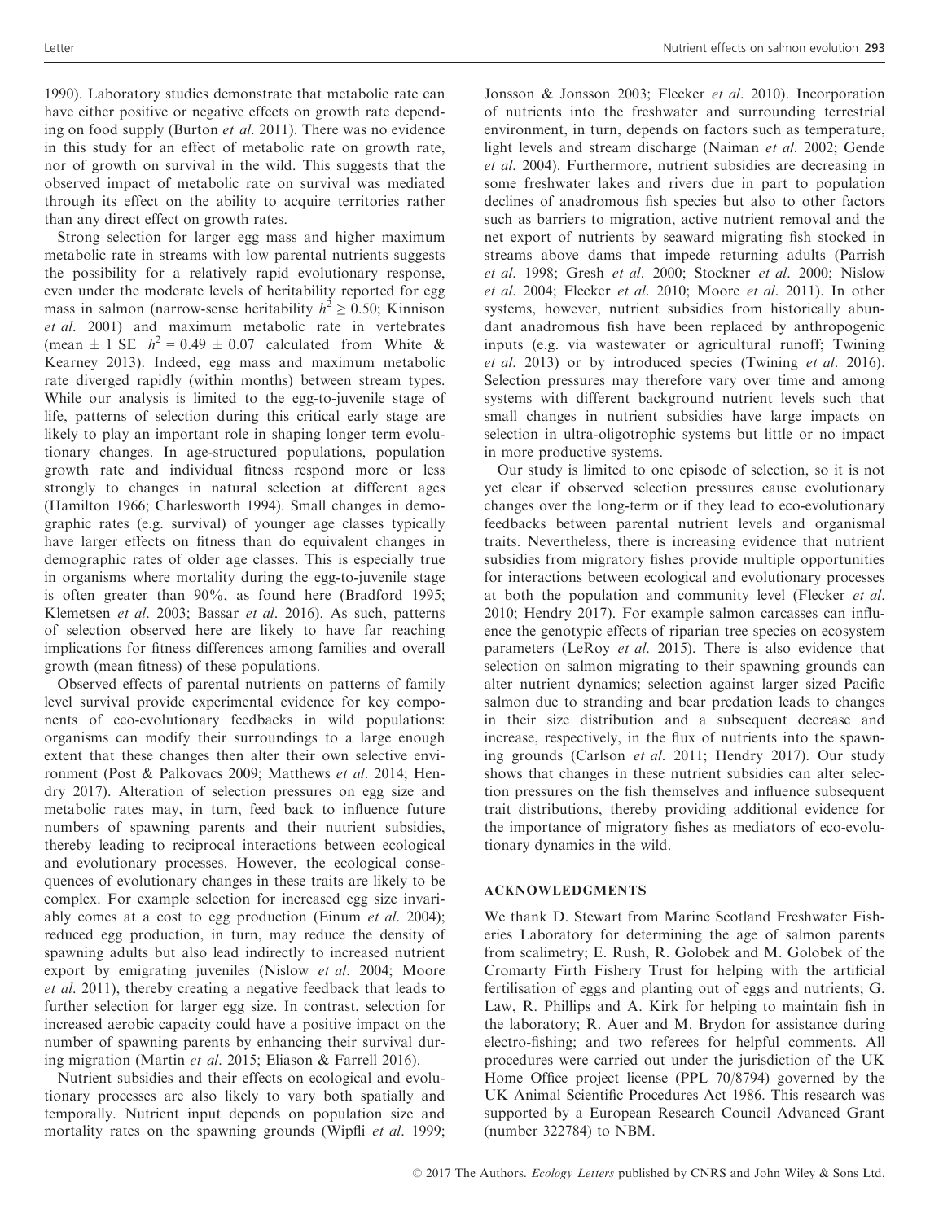1990). Laboratory studies demonstrate that metabolic rate can have either positive or negative effects on growth rate depending on food supply (Burton *et al.* 2011). There was no evidence in this study for an effect of metabolic rate on growth rate, nor of growth on survival in the wild. This suggests that the observed impact of metabolic rate on survival was mediated through its effect on the ability to acquire territories rather than any direct effect on growth rates.

Strong selection for larger egg mass and higher maximum metabolic rate in streams with low parental nutrients suggests the possibility for a relatively rapid evolutionary response, even under the moderate levels of heritability reported for egg mass in salmon (narrow-sense heritability $h^2 \geq 0.50$; Kinnison *et al.* 2001) and maximum metabolic rate in vertebrates (mean $\pm$ 1 SE $h^2 = 0.49 \pm 0.07$ calculated from White & Kearney 2013). Indeed, egg mass and maximum metabolic rate diverged rapidly (within months) between stream types. While our analysis is limited to the egg-to-juvenile stage of life, patterns of selection during this critical early stage are likely to play an important role in shaping longer term evolutionary changes. In age-structured populations, population growth rate and individual fitness respond more or less strongly to changes in natural selection at different ages (Hamilton 1966; Charlesworth 1994). Small changes in demographic rates (e.g. survival) of younger age classes typically have larger effects on fitness than do equivalent changes in demographic rates of older age classes. This is especially true in organisms where mortality during the egg-to-juvenile stage is often greater than 90%, as found here (Bradford 1995; Klemetsen *et al.* 2003; Bassar *et al.* 2016). As such, patterns of selection observed here are likely to have far reaching implications for fitness differences among families and overall growth (mean fitness) of these populations.

Observed effects of parental nutrients on patterns of family level survival provide experimental evidence for key components of eco-evolutionary feedbacks in wild populations: organisms can modify their surroundings to a large enough extent that these changes then alter their own selective environment (Post & Palkovacs 2009; Matthews *et al.* 2014; Hendry 2017). Alteration of selection pressures on egg size and metabolic rates may, in turn, feed back to influence future numbers of spawning parents and their nutrient subsidies, thereby leading to reciprocal interactions between ecological and evolutionary processes. However, the ecological consequences of evolutionary changes in these traits are likely to be complex. For example selection for increased egg size invariably comes at a cost to egg production (Einum *et al.* 2004); reduced egg production, in turn, may reduce the density of spawning adults but also lead indirectly to increased nutrient export by emigrating juveniles (Nislow *et al.* 2004; Moore *et al.* 2011), thereby creating a negative feedback that leads to further selection for larger egg size. In contrast, selection for increased aerobic capacity could have a positive impact on the number of spawning parents by enhancing their survival during migration (Martin *et al.* 2015; Eliason & Farrell 2016).

Nutrient subsidies and their effects on ecological and evolutionary processes are also likely to vary both spatially and temporally. Nutrient input depends on population size and mortality rates on the spawning grounds (Wipfli *et al.* 1999; Jonsson & Jonsson 2003; Flecker *et al.* 2010). Incorporation of nutrients into the freshwater and surrounding terrestrial environment, in turn, depends on factors such as temperature, light levels and stream discharge (Naiman *et al.* 2002; Gende *et al.* 2004). Furthermore, nutrient subsidies are decreasing in some freshwater lakes and rivers due in part to population declines of anadromous fish species but also to other factors such as barriers to migration, active nutrient removal and the net export of nutrients by seaward migrating fish stocked in streams above dams that impede returning adults (Parrish *et al.* 1998; Gresh *et al.* 2000; Stockner *et al.* 2000; Nislow *et al.* 2004; Flecker *et al.* 2010; Moore *et al.* 2011). In other systems, however, nutrient subsidies from historically abundant anadromous fish have been replaced by anthropogenic inputs (e.g. via wastewater or agricultural runoff; Twining *et al.* 2013) or by introduced species (Twining *et al.* 2016). Selection pressures may therefore vary over time and among systems with different background nutrient levels such that small changes in nutrient subsidies have large impacts on selection in ultra-oligotrophic systems but little or no impact in more productive systems.

Our study is limited to one episode of selection, so it is not yet clear if observed selection pressures cause evolutionary changes over the long-term or if they lead to eco-evolutionary feedbacks between parental nutrient levels and organismal traits. Nevertheless, there is increasing evidence that nutrient subsidies from migratory fishes provide multiple opportunities for interactions between ecological and evolutionary processes at both the population and community level (Flecker *et al.* 2010; Hendry 2017). For example salmon carcasses can influence the genotypic effects of riparian tree species on ecosystem parameters (LeRoy *et al.* 2015). There is also evidence that selection on salmon migrating to their spawning grounds can alter nutrient dynamics; selection against larger sized Pacific salmon due to stranding and bear predation leads to changes in their size distribution and a subsequent decrease and increase, respectively, in the flux of nutrients into the spawning grounds (Carlson *et al.* 2011; Hendry 2017). Our study shows that changes in these nutrient subsidies can alter selection pressures on the fish themselves and influence subsequent trait distributions, thereby providing additional evidence for the importance of migratory fishes as mediators of eco-evolutionary dynamics in the wild.

## ACKNOWLEDGMENTS

We thank D. Stewart from Marine Scotland Freshwater Fisheries Laboratory for determining the age of salmon parents from scalimetry; E. Rush, R. Golobek and M. Golobek of the Cromarty Firth Fishery Trust for helping with the artificial fertilisation of eggs and planting out of eggs and nutrients; G. Law, R. Phillips and A. Kirk for helping to maintain fish in the laboratory; R. Auer and M. Brydon for assistance during electro-fishing; and two referees for helpful comments. All procedures were carried out under the jurisdiction of the UK Home Office project license (PPL 70/8794) governed by the UK Animal Scientific Procedures Act 1986. This research was supported by a European Research Council Advanced Grant (number 322784) to NBM.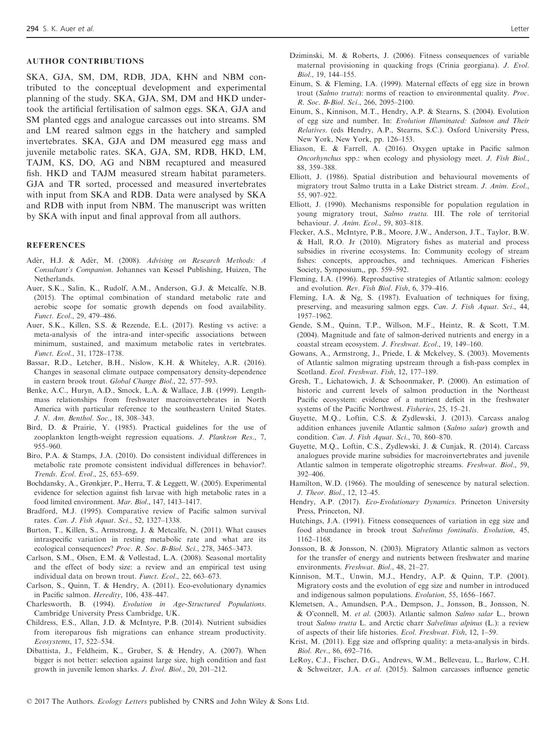## AUTHOR CONTRIBUTIONS

SKA, GJA, SM, DM, RDB, JDA, KHN and NBM contributed to the conceptual development and experimental planning of the study. SKA, GJA, SM, DM and HKD undertook the artificial fertilisation of salmon eggs. SKA, GJA and SM planted eggs and analogue carcasses out into streams. SM and LM reared salmon eggs in the hatchery and sampled invertebrates. SKA, GJA and DM measured egg mass and juvenile metabolic rates. SKA, GJA, SM, RDB, HKD, LM, TAJM, KS, DO, AG and NBM recaptured and measured fish. HKD and TAJM measured stream habitat parameters. GJA and TR sorted, processed and measured invertebrates with input from SKA and RDB. Data were analysed by SKA and RDB with input from NBM. The manuscript was written by SKA with input and final approval from all authors.

## REFERENCES

Adèr, H.J. & Adèr, M. (2008). *Advising on Research Methods: A Consultant's Companion*. Johannes van Kessel Publishing, Huizen, The Netherlands.

Auer, S.K., Salin, K., Rudolf, A.M., Anderson, G.J. & Metcalfe, N.B. (2015). The optimal combination of standard metabolic rate and aerobic scope for somatic growth depends on food availability. *Funct. Ecol.*, 29, 479–486.

Auer, S.K., Killen, S.S. & Rezende, E.L. (2017). Resting vs active: a meta-analysis of the intra-and inter-specific associations between minimum, sustained, and maximum metabolic rates in vertebrates. *Funct. Ecol.*, 31, 1728–1738.

Bassar, R.D., Letcher, B.H., Nislow, K.H. & Whiteley, A.R. (2016). Changes in seasonal climate outpace compensatory density-dependence in eastern brook trout. *Global Change Biol.*, 22, 577–593.

Benke, A.C., Huryn, A.D., Smock, L.A. & Wallace, J.B. (1999). Length-mass relationships from freshwater macroinvertebrates in North America with particular reference to the southeastern United States. *J. N. Am. Benthol. Soc.*, 18, 308–343.

Bird, D. & Prairie, Y. (1985). Practical guidelines for the use of zooplankton length-weight regression equations. *J. Plankton Res.*, 7, 955–960.

Biro, P.A. & Stamps, J.A. (2010). Do consistent individual differences in metabolic rate promote consistent individual differences in behavior?. *Trends. Ecol. Evol.*, 25, 653–659.

Bochdansky, A., Grønkjær, P., Herra, T. & Leggett, W. (2005). Experimental evidence for selection against fish larvae with high metabolic rates in a food limited environment. *Mar. Biol.*, 147, 1413–1417.

Bradford, M.J. (1995). Comparative review of Pacific salmon survival rates. *Can. J. Fish Aquat. Sci.*, 52, 1327–1338.

Burton, T., Killen, S., Armstrong, J. & Metcalfe, N. (2011). What causes intraspecific variation in resting metabolic rate and what are its ecological consequences? *Proc. R. Soc. B-Biol. Sci.*, 278, 3465–3473.

Carlson, S.M., Olsen, E.M. & Vøllestad, L.A. (2008). Seasonal mortality and the effect of body size: a review and an empirical test using individual data on brown trout. *Funct. Ecol.*, 22, 663–673.

Carlson, S., Quinn, T. & Hendry, A. (2011). Eco-evolutionary dynamics in Pacific salmon. *Heredity*, 106, 438–447.

Charlesworth, B. (1994). *Evolution in Age-Structured Populations*. Cambridge University Press Cambridge, UK.

Childress, E.S., Allan, J.D. & McIntyre, P.B. (2014). Nutrient subsidies from iteroparous fish migrations can enhance stream productivity. *Ecosystems*, 17, 522–534.

Dibattista, J., Feldheim, K., Gruber, S. & Hendry, A. (2007). When bigger is not better: selection against large size, high condition and fast growth in juvenile lemon sharks. *J. Evol. Biol.*, 20, 201–212.

Dziminski, M. & Roberts, J. (2006). Fitness consequences of variable maternal provisioning in quacking frogs (Crinia georgiana). *J. Evol. Biol.*, 19, 144–155.

Einum, S. & Fleming, I.A. (1999). Maternal effects of egg size in brown trout (*Salmo trutta*): norms of reaction to environmental quality. *Proc. R. Soc. B-Biol. Sci.*, 266, 2095–2100.

Einum, S., Kinnison, M.T., Hendry, A.P. & Stearns, S. (2004). Evolution of egg size and number. In: *Evolution Illuminated: Salmon and Their Relatives*. (eds Hendry, A.P., Stearns, S.C.). Oxford University Press, New York, New York, pp. 126–153.

Eliason, E. & Farrell, A. (2016). Oxygen uptake in Pacific salmon *Oncorhynchus* spp.: when ecology and physiology meet. *J. Fish Biol.*, 88, 359–388.

Elliott, J. (1986). Spatial distribution and behavioural movements of migratory trout Salmo trutta in a Lake District stream. *J. Anim. Ecol.*, 55, 907–922.

Elliott, J. (1990). Mechanisms responsible for population regulation in young migratory trout, *Salmo trutta*. III. The role of territorial behaviour. *J. Anim. Ecol.*, 59, 803–818.

Flecker, A.S., McIntyre, P.B., Moore, J.W., Anderson, J.T., Taylor, B.W. & Hall, R.O. Jr (2010). Migratory fishes as material and process subsidies in riverine ecosystems. In: Community ecology of stream fishes: concepts, approaches, and techniques. American Fisheries Society, Symposium,, pp. 559–592.

Fleming, I.A. (1996). Reproductive strategies of Atlantic salmon: ecology and evolution. *Rev. Fish Biol. Fish*, 6, 379–416.

Fleming, I.A. & Ng, S. (1987). Evaluation of techniques for fixing, preserving, and measuring salmon eggs. *Can. J. Fish Aquat. Sci.*, 44, 1957–1962.

Gende, S.M., Quinn, T.P., Willson, M.F., Heintz, R. & Scott, T.M. (2004). Magnitude and fate of salmon-derived nutrients and energy in a coastal stream ecosystem. *J. Freshwat. Ecol.*, 19, 149–160.

Gowans, A., Armstrong, J., Priede, I. & Mckelvey, S. (2003). Movements of Atlantic salmon migrating upstream through a fish-pass complex in Scotland. *Ecol. Freshwat. Fish*, 12, 177–189.

Gresh, T., Lichatowich, J. & Schoonmaker, P. (2000). An estimation of historic and current levels of salmon production in the Northeast Pacific ecosystem: evidence of a nutrient deficit in the freshwater systems of the Pacific Northwest. *Fisheries*, 25, 15–21.

Guyette, M.Q., Loftin, C.S. & Zydlewski, J. (2013). Carcass analog addition enhances juvenile Atlantic salmon (*Salmo salar*) growth and condition. *Can. J. Fish Aquat. Sci.*, 70, 860–870.

Guyette, M.Q., Loftin, C.S., Zydlewski, J. & Cunjak, R. (2014). Carcass analogues provide marine subsidies for macroinvertebrates and juvenile Atlantic salmon in temperate oligotrophic streams. *Freshwat. Biol.*, 59, 392–406.

Hamilton, W.D. (1966). The moulding of senescence by natural selection. *J. Theor. Biol.*, 12, 12–45.

Hendry, A.P. (2017). *Eco-Evolutionary Dynamics*. Princeton University Press, Princeton, NJ.

Hutchings, J.A. (1991). Fitness consequences of variation in egg size and food abundance in brook trout *Salvelinus fontinalis*. *Evolution*, 45, 1162–1168.

Jonsson, B. & Jonsson, N. (2003). Migratory Atlantic salmon as vectors for the transfer of energy and nutrients between freshwater and marine environments. *Freshwat. Biol.*, 48, 21–27.

Kinnison, M.T., Unwin, M.J., Hendry, A.P. & Quinn, T.P. (2001). Migratory costs and the evolution of egg size and number in introduced and indigenous salmon populations. *Evolution*, 55, 1656–1667.

Klemetsen, A., Amundsen, P.A., Dempson, J., Jonsson, B., Jonsson, N. & O'connell, M. *et al*. (2003). Atlantic salmon *Salmo salar* L., brown trout *Salmo trutta* L. and Arctic charr *Salvelinus alpinus* (L.): a review of aspects of their life histories. *Ecol. Freshwat. Fish*, 12, 1–59.

Krist, M. (2011). Egg size and offspring quality: a meta-analysis in birds. *Biol. Rev.*, 86, 692–716.

LeRoy, C.J., Fischer, D.G., Andrews, W.M., Belleveau, L., Barlow, C.H. & Schweitzer, J.A. *et al*. (2015). Salmon carcasses influence genetic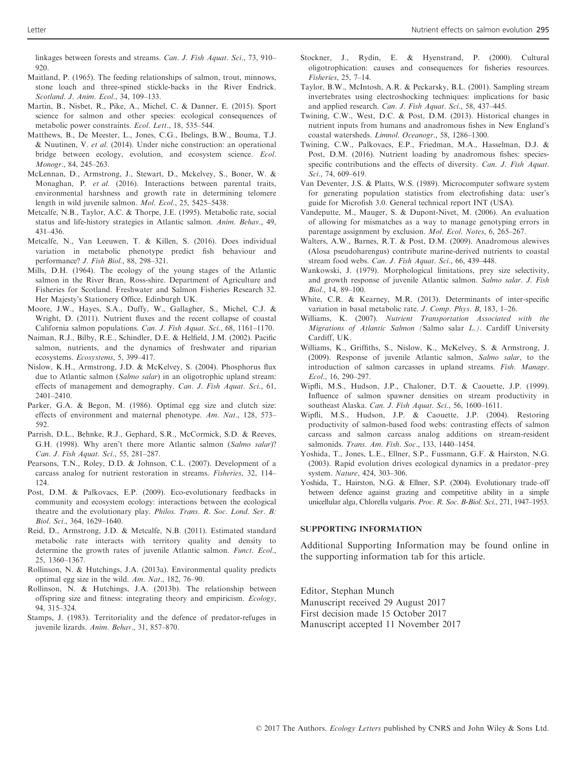linkages between forests and streams. *Can. J. Fish Aquat. Sci.*, 73, 910–920.

Maitland, P. (1965). The feeding relationships of salmon, trout, minnows, stone loach and three-spined stickle-backs in the River Endrick. *Scotland. J. Anim. Ecol.*, 34, 109–133.

Martin, B., Nisbet, R., Pike, A., Michel, C. & Danner, E. (2015). Sport science for salmon and other species: ecological consequences of metabolic power constraints. *Ecol. Lett.*, 18, 535–544.

Matthews, B., De Meester, L., Jones, C.G., Ibelings, B.W., Bouma, T.J. & Nuutinen, V. *et al.* (2014). Under niche construction: an operational bridge between ecology, evolution, and ecosystem science. *Ecol. Monogr.*, 84, 245–263.

McLennan, D., Armstrong, J., Stewart, D., Mckelvey, S., Boner, W. & Monaghan, P. *et al.* (2016). Interactions between parental traits, environmental harshness and growth rate in determining telomere length in wild juvenile salmon. *Mol. Ecol.*, 25, 5425–5438.

Metcalfe, N.B., Taylor, A.C. & Thorpe, J.E. (1995). Metabolic rate, social status and life-history strategies in Atlantic salmon. *Anim. Behav.*, 49, 431–436.

Metcalfe, N., Van Leeuwen, T. & Killen, S. (2016). Does individual variation in metabolic phenotype predict fish behaviour and performance? *J. Fish Biol.*, 88, 298–321.

Mills, D.H. (1964). The ecology of the young stages of the Atlantic salmon in the River Bran, Ross-shire. Department of Agriculture and Fisheries for Scotland. Freshwater and Salmon Fisheries Research 32. Her Majesty's Stationery Office, Edinburgh UK.

Moore, J.W., Hayes, S.A., Duffy, W., Gallagher, S., Michel, C.J. & Wright, D. (2011). Nutrient fluxes and the recent collapse of coastal California salmon populations. *Can. J. Fish Aquat. Sci.*, 68, 1161–1170.

Naiman, R.J., Bilby, R.E., Schindler, D.E. & Helfield, J.M. (2002). Pacific salmon, nutrients, and the dynamics of freshwater and riparian ecosystems. *Ecosystems*, 5, 399–417.

Nislow, K.H., Armstrong, J.D. & McKelvey, S. (2004). Phosphorus flux due to Atlantic salmon (*Salmo salar*) in an oligotrophic upland stream: effects of management and demography. *Can. J. Fish Aquat. Sci.*, 61, 2401–2410.

Parker, G.A. & Begon, M. (1986). Optimal egg size and clutch size: effects of environment and maternal phenotype. *Am. Nat.*, 128, 573–592.

Parrish, D.L., Behnke, R.J., Gephard, S.R., McCormick, S.D. & Reeves, G.H. (1998). Why aren't there more Atlantic salmon (*Salmo salar*)? *Can. J. Fish Aquat. Sci.*, 55, 281–287.

Pearsons, T.N., Roley, D.D. & Johnson, C.L. (2007). Development of a carcass analog for nutrient restoration in streams. *Fisheries*, 32, 114–124.

Post, D.M. & Palkovacs, E.P. (2009). Eco-evolutionary feedbacks in community and ecosystem ecology: interactions between the ecological theatre and the evolutionary play. *Philos. Trans. R. Soc. Lond. Ser. B: Biol. Sci.*, 364, 1629–1640.

Reid, D., Armstrong, J.D. & Metcalfe, N.B. (2011). Estimated standard metabolic rate interacts with territory quality and density to determine the growth rates of juvenile Atlantic salmon. *Funct. Ecol.*, 25, 1360–1367.

Rollinson, N. & Hutchings, J.A. (2013a). Environmental quality predicts optimal egg size in the wild. *Am. Nat.*, 182, 76–90.

Rollinson, N. & Hutchings, J.A. (2013b). The relationship between offspring size and fitness: integrating theory and empiricism. *Ecology*, 94, 315–324.

Stamps, J. (1983). Territoriality and the defence of predator-refuges in juvenile lizards. *Anim. Behav.*, 31, 857–870.

Stockner, J., Rydin, E. & Hyenstrand, P. (2000). Cultural oligotrophication: causes and consequences for fisheries resources. *Fisheries*, 25, 7–14.

Taylor, B.W., McIntosh, A.R. & Peckarsky, B.L. (2001). Sampling stream invertebrates using electroshocking techniques: implications for basic and applied research. *Can. J. Fish Aquat. Sci.*, 58, 437–445.

Twining, C.W., West, D.C. & Post, D.M. (2013). Historical changes in nutrient inputs from humans and anadromous fishes in New England's coastal watersheds. *Limnol. Oceanogr.*, 58, 1286–1300.

Twining, C.W., Palkovacs, E.P., Friedman, M.A., Hasselman, D.J. & Post, D.M. (2016). Nutrient loading by anadromous fishes: species-specific contributions and the effects of diversity. *Can. J. Fish Aquat. Sci.*, 74, 609–619.

Van Deventer, J.S. & Platts, W.S. (1989). Microcomputer software system for generating population statistics from electrofishing data: user's guide for Microfish 3.0. General technical report INT (USA).

Vandeputte, M., Mauger, S. & Dupont-Nivet, M. (2006). An evaluation of allowing for mismatches as a way to manage genotyping errors in parentage assignment by exclusion. *Mol. Ecol. Notes*, 6, 265–267.

Walters, A.W., Barnes, R.T. & Post, D.M. (2009). Anadromous alewives (Alosa pseudoharengus) contribute marine-derived nutrients to coastal stream food webs. *Can. J. Fish Aquat. Sci.*, 66, 439–448.

Wankowski, J. (1979). Morphological limitations, prey size selectivity, and growth response of juvenile Atlantic salmon. *Salmo salar*. *J. Fish Biol.*, 14, 89–100.

White, C.R. & Kearney, M.R. (2013). Determinants of inter-specific variation in basal metabolic rate. *J. Comp. Phys. B*, 183, 1–26.

Williams, K. (2007). *Nutrient Transportation Associated with the Migrations of Atlantic Salmon (*Salmo salar L.*)*. Cardiff University Cardiff, UK.

Williams, K., Griffiths, S., Nislow, K., McKelvey, S. & Armstrong, J. (2009). Response of juvenile Atlantic salmon, *Salmo salar*, to the introduction of salmon carcasses in upland streams. *Fish. Manage. Ecol.*, 16, 290–297.

Wipfli, M.S., Hudson, J.P., Chaloner, D.T. & Caouette, J.P. (1999). Influence of salmon spawner densities on stream productivity in southeast Alaska. *Can. J. Fish Aquat. Sci.*, 56, 1600–1611.

Wipfli, M.S., Hudson, J.P. & Caouette, J.P. (2004). Restoring productivity of salmon-based food webs: contrasting effects of salmon carcass and salmon carcass analog additions on stream-resident salmonids. *Trans. Am. Fish. Soc.*, 133, 1440–1454.

Yoshida, T., Jones, L.E., Ellner, S.P., Fussmann, G.F. & Hairston, N.G. (2003). Rapid evolution drives ecological dynamics in a predator–prey system. *Nature*, 424, 303–306.

Yoshida, T., Hairston, N.G. & Ellner, S.P. (2004). Evolutionary trade–off between defence against grazing and competitive ability in a simple unicellular alga, Chlorella vulgaris. *Proc. R. Soc. B-Biol. Sci.*, 271, 1947–1953.

## SUPPORTING INFORMATION

Additional Supporting Information may be found online in the supporting information tab for this article.

Editor, Stephan Munch
Manuscript received 29 August 2017
First decision made 15 October 2017
Manuscript accepted 11 November 2017